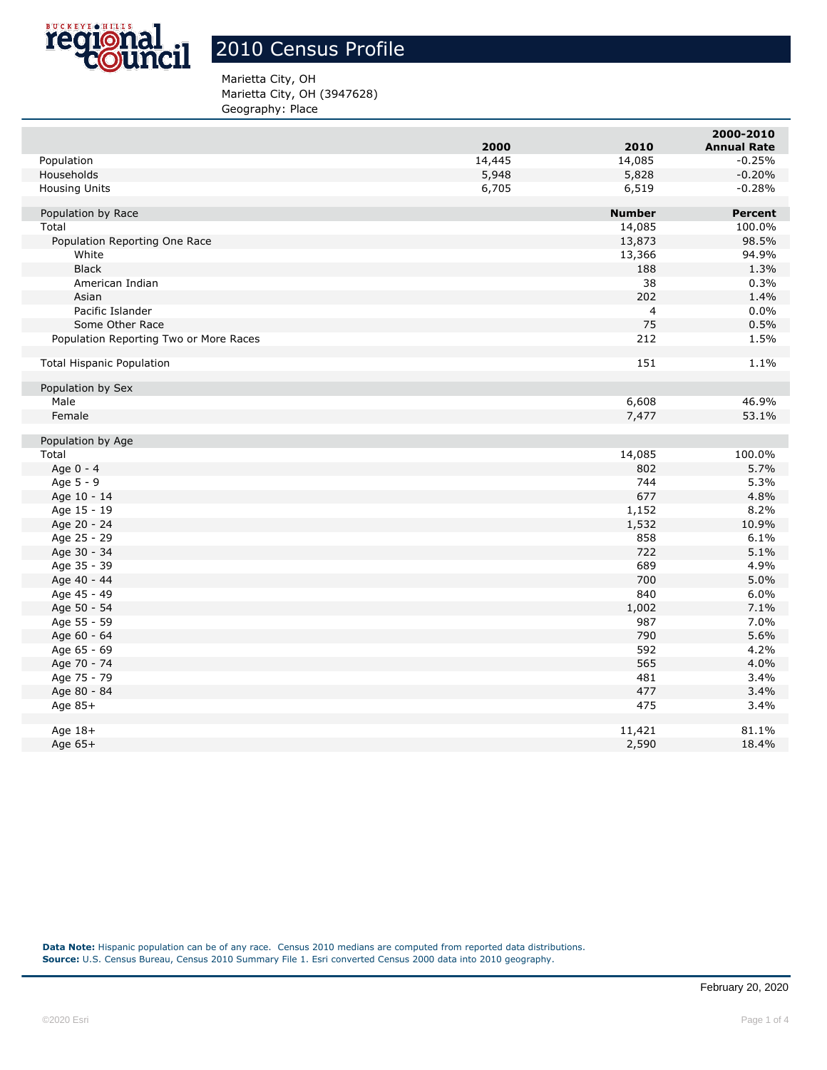# 2010 Census Profile

Marietta City, OH
Marietta City, OH (3947628)
Geography: Place

| | 2000 | 2010 | 2000-2010 Annual Rate |
|---|---|---|---|
| Population | 14,445 | 14,085 | -0.25% |
| Households | 5,948 | 5,828 | -0.20% |
| Housing Units | 6,705 | 6,519 | -0.28% |

| Population by Race | Number | Percent |
|---|---|---|
| Total | 14,085 | 100.0% |
| Population Reporting One Race | 13,873 | 98.5% |
| White | 13,366 | 94.9% |
| Black | 188 | 1.3% |
| American Indian | 38 | 0.3% |
| Asian | 202 | 1.4% |
| Pacific Islander | 4 | 0.0% |
| Some Other Race | 75 | 0.5% |
| Population Reporting Two or More Races | 212 | 1.5% |
| | | |
| Total Hispanic Population | 151 | 1.1% |

| Population by Sex | | |
|---|---|---|
| Male | 6,608 | 46.9% |
| Female | 7,477 | 53.1% |

| Population by Age | | |
|---|---|---|
| Total | 14,085 | 100.0% |
| Age 0 - 4 | 802 | 5.7% |
| Age 5 - 9 | 744 | 5.3% |
| Age 10 - 14 | 677 | 4.8% |
| Age 15 - 19 | 1,152 | 8.2% |
| Age 20 - 24 | 1,532 | 10.9% |
| Age 25 - 29 | 858 | 6.1% |
| Age 30 - 34 | 722 | 5.1% |
| Age 35 - 39 | 689 | 4.9% |
| Age 40 - 44 | 700 | 5.0% |
| Age 45 - 49 | 840 | 6.0% |
| Age 50 - 54 | 1,002 | 7.1% |
| Age 55 - 59 | 987 | 7.0% |
| Age 60 - 64 | 790 | 5.6% |
| Age 65 - 69 | 592 | 4.2% |
| Age 70 - 74 | 565 | 4.0% |
| Age 75 - 79 | 481 | 3.4% |
| Age 80 - 84 | 477 | 3.4% |
| Age 85+ | 475 | 3.4% |
| | | |
| Age 18+ | 11,421 | 81.1% |
| Age 65+ | 2,590 | 18.4% |

**Data Note:** Hispanic population can be of any race. Census 2010 medians are computed from reported data distributions.
**Source:** U.S. Census Bureau, Census 2010 Summary File 1. Esri converted Census 2000 data into 2010 geography.

February 20, 2020

©2020 Esri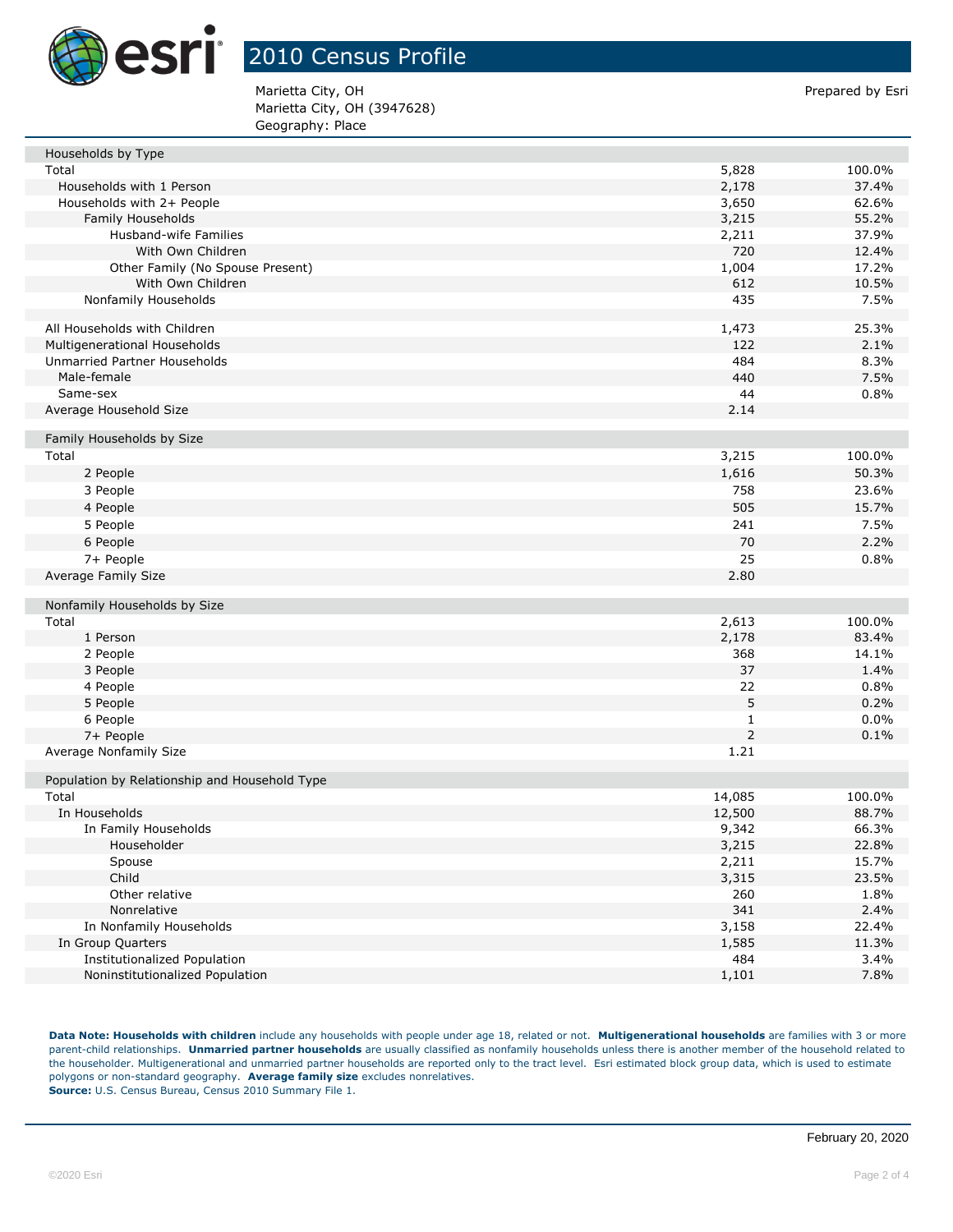# 2010 Census Profile

Marietta City, OH
Marietta City, OH (3947628)
Geography: Place

Prepared by Esri

| Households by Type | | |
|---|---|---|
| Total | 5,828 | 100.0% |
| Households with 1 Person | 2,178 | 37.4% |
| Households with 2+ People | 3,650 | 62.6% |
| Family Households | 3,215 | 55.2% |
| Husband-wife Families | 2,211 | 37.9% |
| With Own Children | 720 | 12.4% |
| Other Family (No Spouse Present) | 1,004 | 17.2% |
| With Own Children | 612 | 10.5% |
| Nonfamily Households | 435 | 7.5% |
| | | |
| All Households with Children | 1,473 | 25.3% |
| Multigenerational Households | 122 | 2.1% |
| Unmarried Partner Households | 484 | 8.3% |
| Male-female | 440 | 7.5% |
| Same-sex | 44 | 0.8% |
| Average Household Size | 2.14 | |

| Family Households by Size | | |
|---|---|---|
| Total | 3,215 | 100.0% |
| 2 People | 1,616 | 50.3% |
| 3 People | 758 | 23.6% |
| 4 People | 505 | 15.7% |
| 5 People | 241 | 7.5% |
| 6 People | 70 | 2.2% |
| 7+ People | 25 | 0.8% |
| Average Family Size | 2.80 | |

| Nonfamily Households by Size | | |
|---|---|---|
| Total | 2,613 | 100.0% |
| 1 Person | 2,178 | 83.4% |
| 2 People | 368 | 14.1% |
| 3 People | 37 | 1.4% |
| 4 People | 22 | 0.8% |
| 5 People | 5 | 0.2% |
| 6 People | 1 | 0.0% |
| 7+ People | 2 | 0.1% |
| Average Nonfamily Size | 1.21 | |

| Population by Relationship and Household Type | | |
|---|---|---|
| Total | 14,085 | 100.0% |
| In Households | 12,500 | 88.7% |
| In Family Households | 9,342 | 66.3% |
| Householder | 3,215 | 22.8% |
| Spouse | 2,211 | 15.7% |
| Child | 3,315 | 23.5% |
| Other relative | 260 | 1.8% |
| Nonrelative | 341 | 2.4% |
| In Nonfamily Households | 3,158 | 22.4% |
| In Group Quarters | 1,585 | 11.3% |
| Institutionalized Population | 484 | 3.4% |
| Noninstitutionalized Population | 1,101 | 7.8% |

**Data Note: Households with children** include any households with people under age 18, related or not. **Multigenerational households** are families with 3 or more parent-child relationships. **Unmarried partner households** are usually classified as nonfamily households unless there is another member of the household related to the householder. Multigenerational and unmarried partner households are reported only to the tract level. Esri estimated block group data, which is used to estimate polygons or non-standard geography. **Average family size** excludes nonrelatives.
**Source:** U.S. Census Bureau, Census 2010 Summary File 1.

February 20, 2020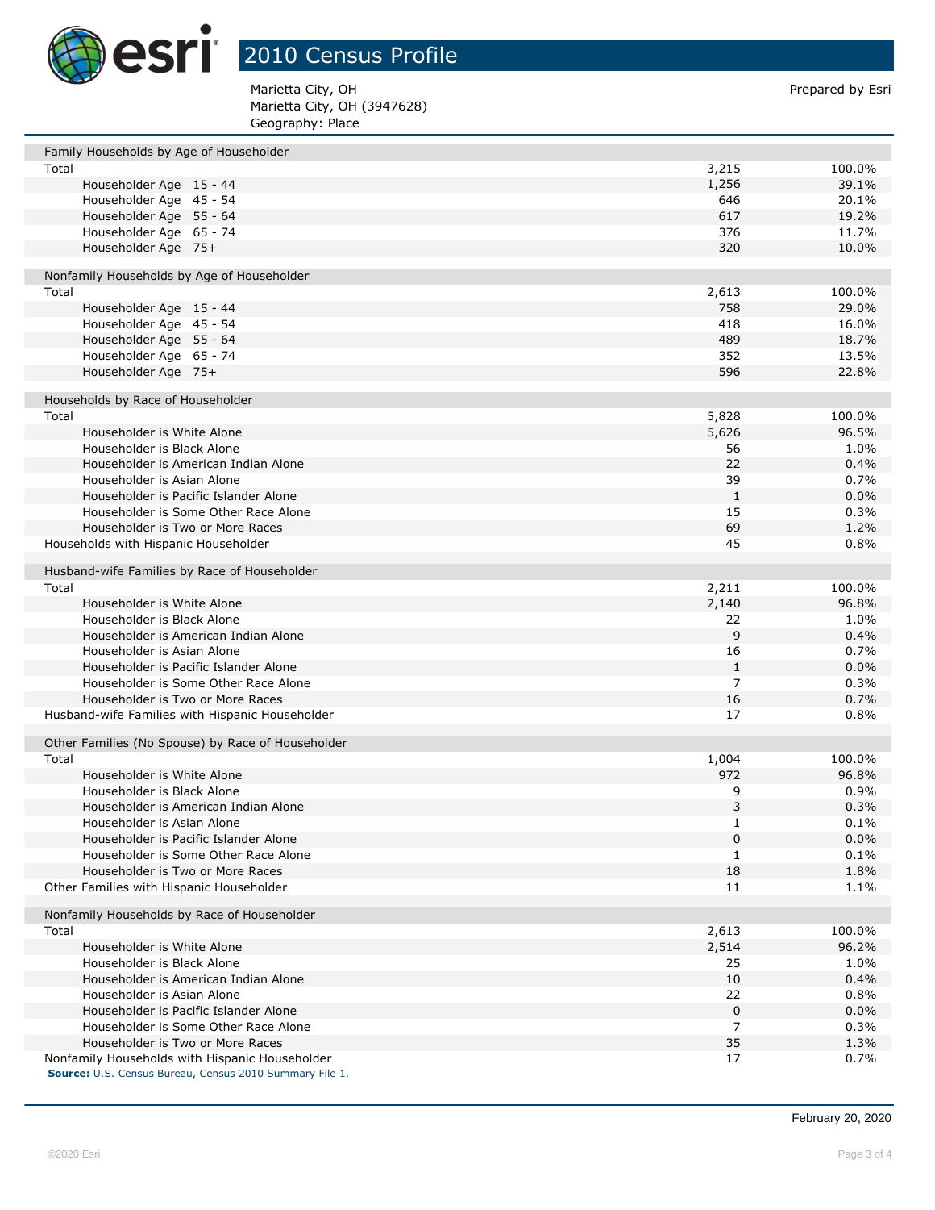# 2010 Census Profile

Marietta City, OH
Marietta City, OH (3947628)
Geography: Place

Prepared by Esri

| Family Households by Age of Householder | | |
|---|---|---|
| Total | 3,215 | 100.0% |
| Householder Age 15 - 44 | 1,256 | 39.1% |
| Householder Age 45 - 54 | 646 | 20.1% |
| Householder Age 55 - 64 | 617 | 19.2% |
| Householder Age 65 - 74 | 376 | 11.7% |
| Householder Age 75+ | 320 | 10.0% |

| Nonfamily Households by Age of Householder | | |
|---|---|---|
| Total | 2,613 | 100.0% |
| Householder Age 15 - 44 | 758 | 29.0% |
| Householder Age 45 - 54 | 418 | 16.0% |
| Householder Age 55 - 64 | 489 | 18.7% |
| Householder Age 65 - 74 | 352 | 13.5% |
| Householder Age 75+ | 596 | 22.8% |

| Households by Race of Householder | | |
|---|---|---|
| Total | 5,828 | 100.0% |
| Householder is White Alone | 5,626 | 96.5% |
| Householder is Black Alone | 56 | 1.0% |
| Householder is American Indian Alone | 22 | 0.4% |
| Householder is Asian Alone | 39 | 0.7% |
| Householder is Pacific Islander Alone | 1 | 0.0% |
| Householder is Some Other Race Alone | 15 | 0.3% |
| Householder is Two or More Races | 69 | 1.2% |
| Households with Hispanic Householder | 45 | 0.8% |

| Husband-wife Families by Race of Householder | | |
|---|---|---|
| Total | 2,211 | 100.0% |
| Householder is White Alone | 2,140 | 96.8% |
| Householder is Black Alone | 22 | 1.0% |
| Householder is American Indian Alone | 9 | 0.4% |
| Householder is Asian Alone | 16 | 0.7% |
| Householder is Pacific Islander Alone | 1 | 0.0% |
| Householder is Some Other Race Alone | 7 | 0.3% |
| Householder is Two or More Races | 16 | 0.7% |
| Husband-wife Families with Hispanic Householder | 17 | 0.8% |

| Other Families (No Spouse) by Race of Householder | | |
|---|---|---|
| Total | 1,004 | 100.0% |
| Householder is White Alone | 972 | 96.8% |
| Householder is Black Alone | 9 | 0.9% |
| Householder is American Indian Alone | 3 | 0.3% |
| Householder is Asian Alone | 1 | 0.1% |
| Householder is Pacific Islander Alone | 0 | 0.0% |
| Householder is Some Other Race Alone | 1 | 0.1% |
| Householder is Two or More Races | 18 | 1.8% |
| Other Families with Hispanic Householder | 11 | 1.1% |

| Nonfamily Households by Race of Householder | | |
|---|---|---|
| Total | 2,613 | 100.0% |
| Householder is White Alone | 2,514 | 96.2% |
| Householder is Black Alone | 25 | 1.0% |
| Householder is American Indian Alone | 10 | 0.4% |
| Householder is Asian Alone | 22 | 0.8% |
| Householder is Pacific Islander Alone | 0 | 0.0% |
| Householder is Some Other Race Alone | 7 | 0.3% |
| Householder is Two or More Races | 35 | 1.3% |
| Nonfamily Households with Hispanic Householder | 17 | 0.7% |

**Source:** U.S. Census Bureau, Census 2010 Summary File 1.

February 20, 2020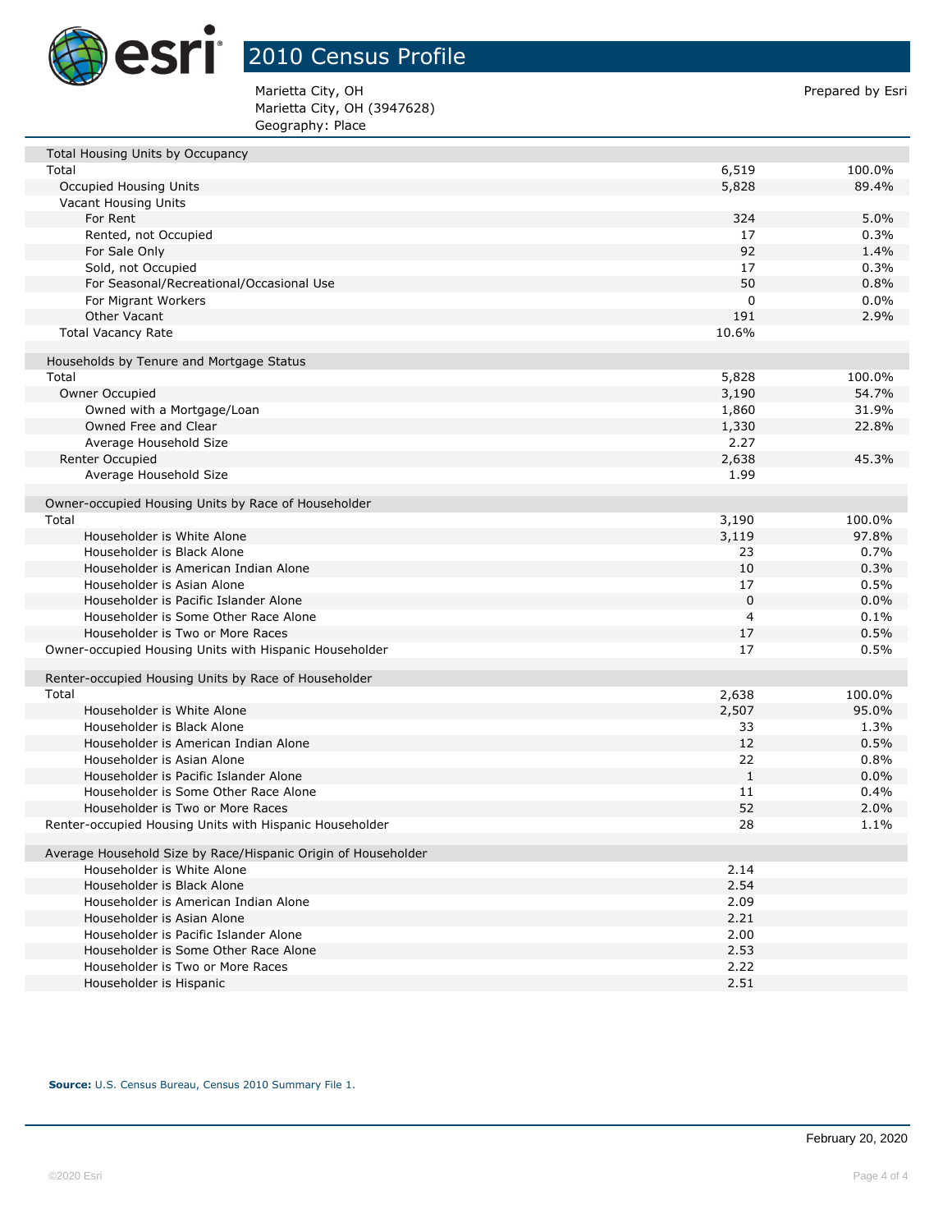# 2010 Census Profile

Marietta City, OH
Marietta City, OH (3947628)
Geography: Place

Prepared by Esri

| Total Housing Units by Occupancy | | |
|---|---|---|
| Total | 6,519 | 100.0% |
| Occupied Housing Units | 5,828 | 89.4% |
| Vacant Housing Units | | |
| For Rent | 324 | 5.0% |
| Rented, not Occupied | 17 | 0.3% |
| For Sale Only | 92 | 1.4% |
| Sold, not Occupied | 17 | 0.3% |
| For Seasonal/Recreational/Occasional Use | 50 | 0.8% |
| For Migrant Workers | 0 | 0.0% |
| Other Vacant | 191 | 2.9% |
| Total Vacancy Rate | 10.6% | |

| Households by Tenure and Mortgage Status | | |
|---|---|---|
| Total | 5,828 | 100.0% |
| Owner Occupied | 3,190 | 54.7% |
| Owned with a Mortgage/Loan | 1,860 | 31.9% |
| Owned Free and Clear | 1,330 | 22.8% |
| Average Household Size | 2.27 | |
| Renter Occupied | 2,638 | 45.3% |
| Average Household Size | 1.99 | |

| Owner-occupied Housing Units by Race of Householder | | |
|---|---|---|
| Total | 3,190 | 100.0% |
| Householder is White Alone | 3,119 | 97.8% |
| Householder is Black Alone | 23 | 0.7% |
| Householder is American Indian Alone | 10 | 0.3% |
| Householder is Asian Alone | 17 | 0.5% |
| Householder is Pacific Islander Alone | 0 | 0.0% |
| Householder is Some Other Race Alone | 4 | 0.1% |
| Householder is Two or More Races | 17 | 0.5% |
| Owner-occupied Housing Units with Hispanic Householder | 17 | 0.5% |

| Renter-occupied Housing Units by Race of Householder | | |
|---|---|---|
| Total | 2,638 | 100.0% |
| Householder is White Alone | 2,507 | 95.0% |
| Householder is Black Alone | 33 | 1.3% |
| Householder is American Indian Alone | 12 | 0.5% |
| Householder is Asian Alone | 22 | 0.8% |
| Householder is Pacific Islander Alone | 1 | 0.0% |
| Householder is Some Other Race Alone | 11 | 0.4% |
| Householder is Two or More Races | 52 | 2.0% |
| Renter-occupied Housing Units with Hispanic Householder | 28 | 1.1% |

| Average Household Size by Race/Hispanic Origin of Householder | |
|---|---|
| Householder is White Alone | 2.14 |
| Householder is Black Alone | 2.54 |
| Householder is American Indian Alone | 2.09 |
| Householder is Asian Alone | 2.21 |
| Householder is Pacific Islander Alone | 2.00 |
| Householder is Some Other Race Alone | 2.53 |
| Householder is Two or More Races | 2.22 |
| Householder is Hispanic | 2.51 |

**Source:** U.S. Census Bureau, Census 2010 Summary File 1.

February 20, 2020